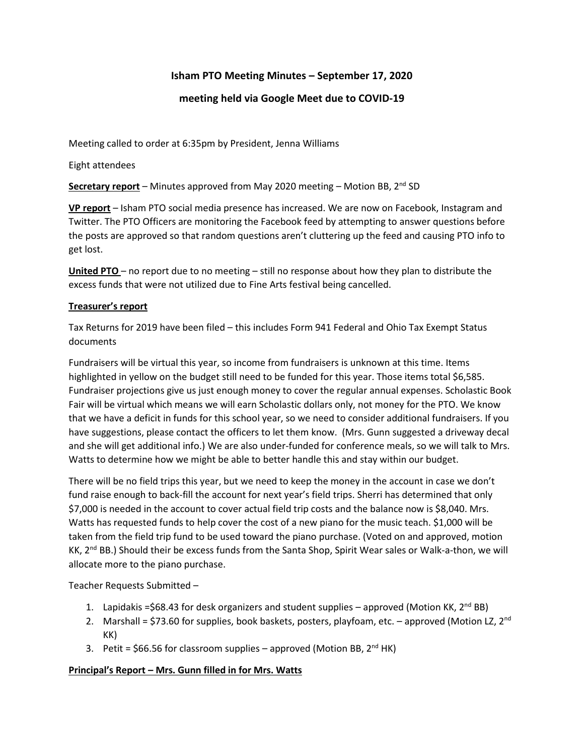# Isham PTO Meeting Minutes – September 17, 2020

## meeting held via Google Meet due to COVID-19

Meeting called to order at 6:35pm by President, Jenna Williams

Eight attendees

**Secretary report** – Minutes approved from May 2020 meeting – Motion BB, 2nd SD

**VP report** – Isham PTO social media presence has increased. We are now on Facebook, Instagram and Twitter. The PTO Officers are monitoring the Facebook feed by attempting to answer questions before the posts are approved so that random questions aren't cluttering up the feed and causing PTO info to get lost.

**United PTO** – no report due to no meeting – still no response about how they plan to distribute the excess funds that were not utilized due to Fine Arts festival being cancelled.

**Treasurer's report**

Tax Returns for 2019 have been filed – this includes Form 941 Federal and Ohio Tax Exempt Status documents

Fundraisers will be virtual this year, so income from fundraisers is unknown at this time. Items highlighted in yellow on the budget still need to be funded for this year. Those items total $6,585. Fundraiser projections give us just enough money to cover the regular annual expenses. Scholastic Book Fair will be virtual which means we will earn Scholastic dollars only, not money for the PTO. We know that we have a deficit in funds for this school year, so we need to consider additional fundraisers. If you have suggestions, please contact the officers to let them know. (Mrs. Gunn suggested a driveway decal and she will get additional info.) We are also under-funded for conference meals, so we will talk to Mrs. Watts to determine how we might be able to better handle this and stay within our budget.

There will be no field trips this year, but we need to keep the money in the account in case we don't fund raise enough to back-fill the account for next year's field trips. Sherri has determined that only $7,000 is needed in the account to cover actual field trip costs and the balance now is $8,040. Mrs. Watts has requested funds to help cover the cost of a new piano for the music teach. $1,000 will be taken from the field trip fund to be used toward the piano purchase. (Voted on and approved, motion KK, 2nd BB.) Should their be excess funds from the Santa Shop, Spirit Wear sales or Walk-a-thon, we will allocate more to the piano purchase.

Teacher Requests Submitted –

1. Lapidakis =$68.43 for desk organizers and student supplies – approved (Motion KK, 2nd BB)
2. Marshall = $73.60 for supplies, book baskets, posters, playfoam, etc. – approved (Motion LZ, 2nd KK)
3. Petit = $66.56 for classroom supplies – approved (Motion BB, 2nd HK)

**Principal's Report – Mrs. Gunn filled in for Mrs. Watts**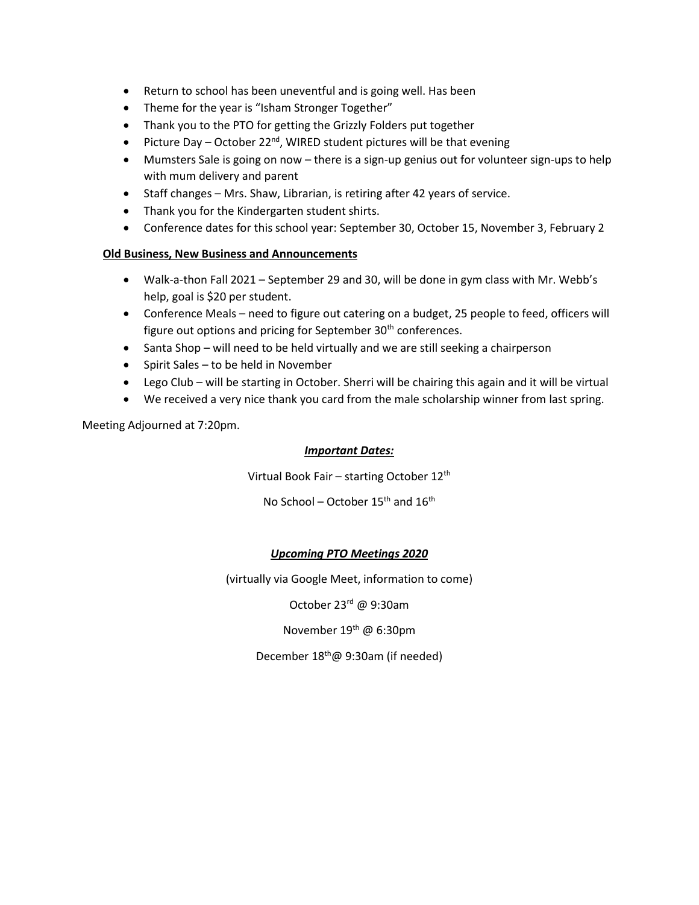- Return to school has been uneventful and is going well. Has been
- Theme for the year is "Isham Stronger Together"
- Thank you to the PTO for getting the Grizzly Folders put together
- Picture Day – October 22nd, WIRED student pictures will be that evening
- Mumsters Sale is going on now – there is a sign-up genius out for volunteer sign-ups to help with mum delivery and parent
- Staff changes – Mrs. Shaw, Librarian, is retiring after 42 years of service.
- Thank you for the Kindergarten student shirts.
- Conference dates for this school year: September 30, October 15, November 3, February 2

**Old Business, New Business and Announcements**

- Walk-a-thon Fall 2021 – September 29 and 30, will be done in gym class with Mr. Webb's help, goal is $20 per student.
- Conference Meals – need to figure out catering on a budget, 25 people to feed, officers will figure out options and pricing for September 30th conferences.
- Santa Shop – will need to be held virtually and we are still seeking a chairperson
- Spirit Sales – to be held in November
- Lego Club – will be starting in October. Sherri will be chairing this again and it will be virtual
- We received a very nice thank you card from the male scholarship winner from last spring.

Meeting Adjourned at 7:20pm.

***Important Dates:***

Virtual Book Fair – starting October 12th

No School – October 15th and 16th

***Upcoming PTO Meetings 2020***

(virtually via Google Meet, information to come)

October 23rd @ 9:30am

November 19th @ 6:30pm

December 18th@ 9:30am (if needed)